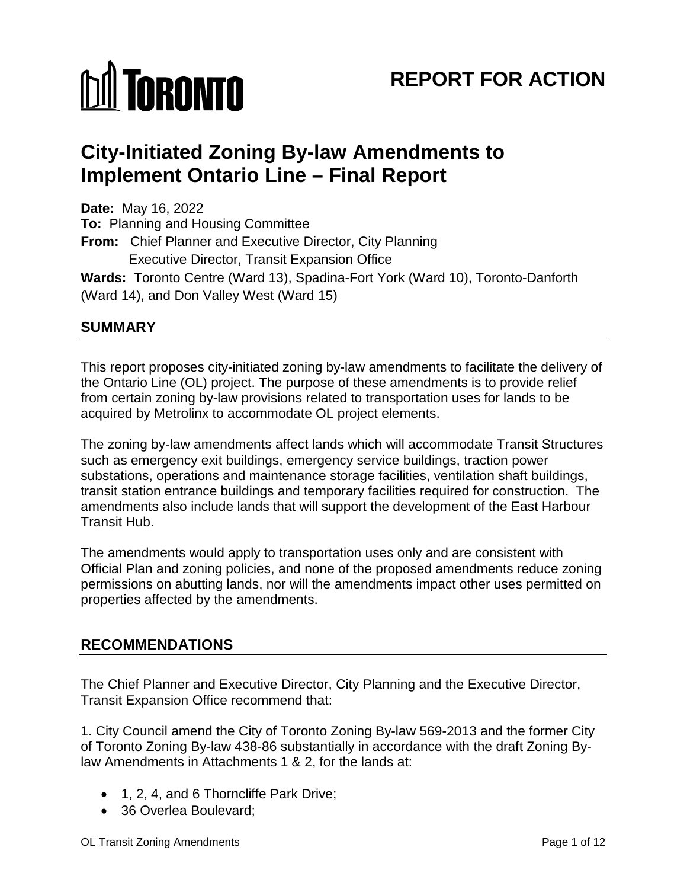TORONTO

# REPORT FOR ACTION

# City-Initiated Zoning By-law Amendments to Implement Ontario Line – Final Report

**Date:** May 16, 2022
**To:** Planning and Housing Committee
**From:** Chief Planner and Executive Director, City Planning
Executive Director, Transit Expansion Office
**Wards:** Toronto Centre (Ward 13), Spadina-Fort York (Ward 10), Toronto-Danforth (Ward 14), and Don Valley West (Ward 15)

## SUMMARY

This report proposes city-initiated zoning by-law amendments to facilitate the delivery of the Ontario Line (OL) project. The purpose of these amendments is to provide relief from certain zoning by-law provisions related to transportation uses for lands to be acquired by Metrolinx to accommodate OL project elements.

The zoning by-law amendments affect lands which will accommodate Transit Structures such as emergency exit buildings, emergency service buildings, traction power substations, operations and maintenance storage facilities, ventilation shaft buildings, transit station entrance buildings and temporary facilities required for construction. The amendments also include lands that will support the development of the East Harbour Transit Hub.

The amendments would apply to transportation uses only and are consistent with Official Plan and zoning policies, and none of the proposed amendments reduce zoning permissions on abutting lands, nor will the amendments impact other uses permitted on properties affected by the amendments.

## RECOMMENDATIONS

The Chief Planner and Executive Director, City Planning and the Executive Director, Transit Expansion Office recommend that:

1. City Council amend the City of Toronto Zoning By-law 569-2013 and the former City of Toronto Zoning By-law 438-86 substantially in accordance with the draft Zoning By-law Amendments in Attachments 1 & 2, for the lands at:

- 1, 2, 4, and 6 Thorncliffe Park Drive;
- 36 Overlea Boulevard;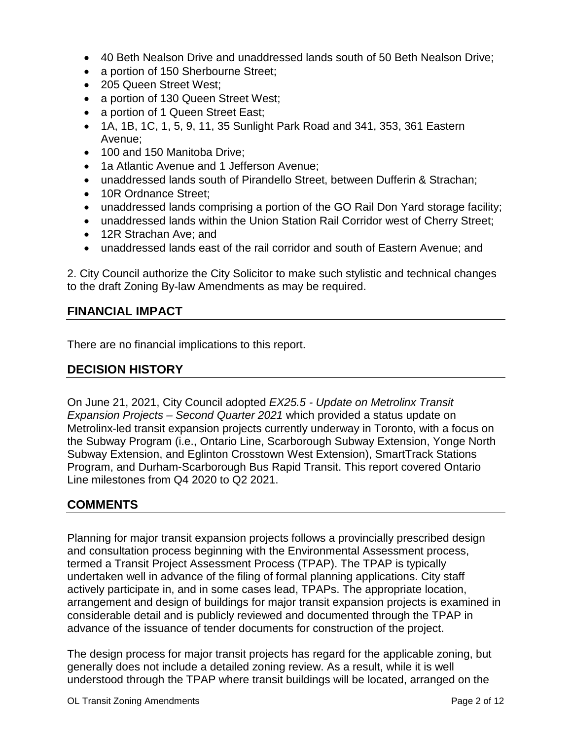- 40 Beth Nealson Drive and unaddressed lands south of 50 Beth Nealson Drive;
- a portion of 150 Sherbourne Street;
- 205 Queen Street West;
- a portion of 130 Queen Street West;
- a portion of 1 Queen Street East;
- 1A, 1B, 1C, 1, 5, 9, 11, 35 Sunlight Park Road and 341, 353, 361 Eastern Avenue;
- 100 and 150 Manitoba Drive;
- 1a Atlantic Avenue and 1 Jefferson Avenue;
- unaddressed lands south of Pirandello Street, between Dufferin & Strachan;
- 10R Ordnance Street;
- unaddressed lands comprising a portion of the GO Rail Don Yard storage facility;
- unaddressed lands within the Union Station Rail Corridor west of Cherry Street;
- 12R Strachan Ave; and
- unaddressed lands east of the rail corridor and south of Eastern Avenue; and

2. City Council authorize the City Solicitor to make such stylistic and technical changes to the draft Zoning By-law Amendments as may be required.

## FINANCIAL IMPACT

There are no financial implications to this report.

## DECISION HISTORY

On June 21, 2021, City Council adopted *EX25.5 - Update on Metrolinx Transit Expansion Projects – Second Quarter 2021* which provided a status update on Metrolinx-led transit expansion projects currently underway in Toronto, with a focus on the Subway Program (i.e., Ontario Line, Scarborough Subway Extension, Yonge North Subway Extension, and Eglinton Crosstown West Extension), SmartTrack Stations Program, and Durham-Scarborough Bus Rapid Transit. This report covered Ontario Line milestones from Q4 2020 to Q2 2021.

## COMMENTS

Planning for major transit expansion projects follows a provincially prescribed design and consultation process beginning with the Environmental Assessment process, termed a Transit Project Assessment Process (TPAP). The TPAP is typically undertaken well in advance of the filing of formal planning applications. City staff actively participate in, and in some cases lead, TPAPs. The appropriate location, arrangement and design of buildings for major transit expansion projects is examined in considerable detail and is publicly reviewed and documented through the TPAP in advance of the issuance of tender documents for construction of the project.

The design process for major transit projects has regard for the applicable zoning, but generally does not include a detailed zoning review. As a result, while it is well understood through the TPAP where transit buildings will be located, arranged on the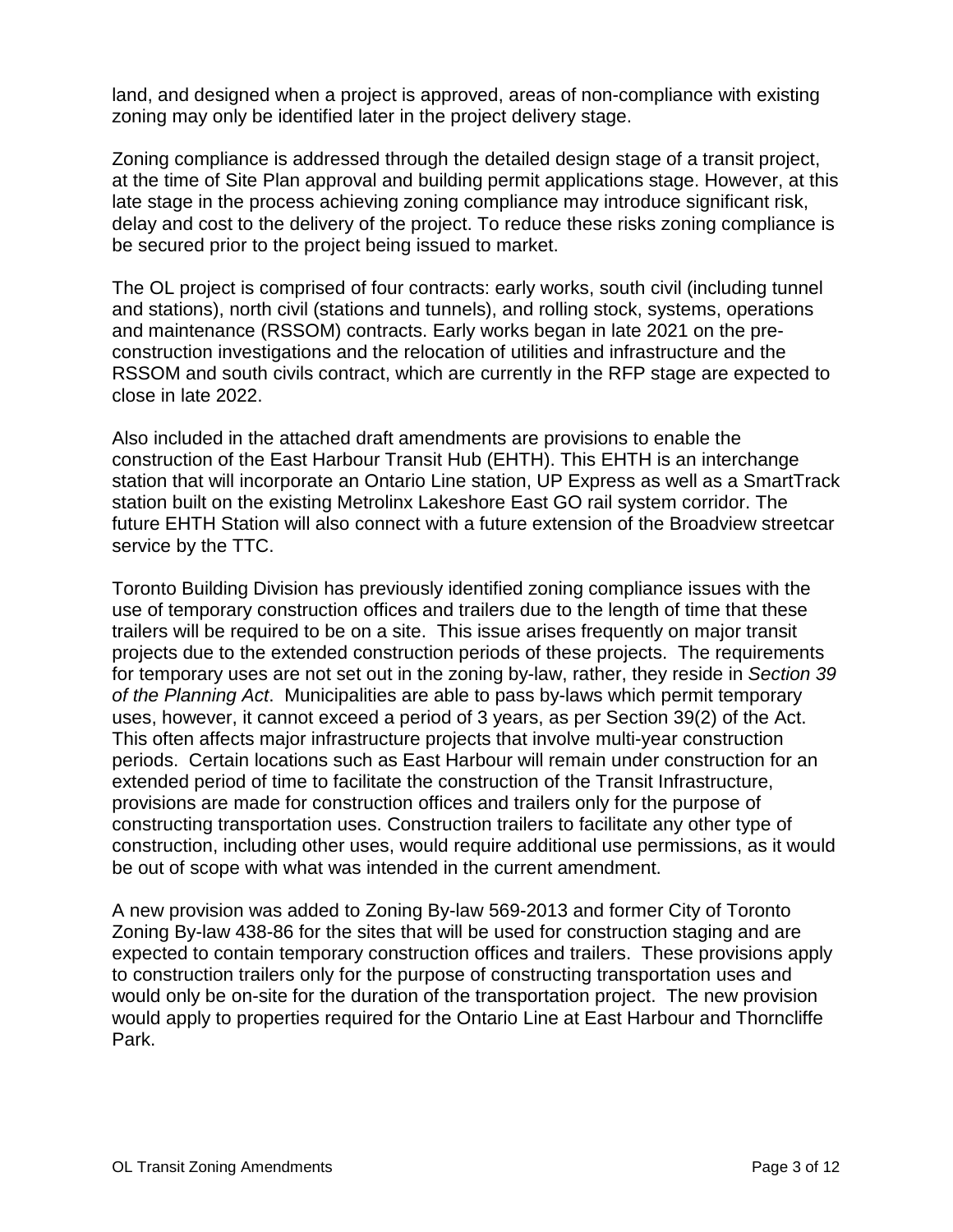land, and designed when a project is approved, areas of non-compliance with existing zoning may only be identified later in the project delivery stage.

Zoning compliance is addressed through the detailed design stage of a transit project, at the time of Site Plan approval and building permit applications stage. However, at this late stage in the process achieving zoning compliance may introduce significant risk, delay and cost to the delivery of the project. To reduce these risks zoning compliance is be secured prior to the project being issued to market.

The OL project is comprised of four contracts: early works, south civil (including tunnel and stations), north civil (stations and tunnels), and rolling stock, systems, operations and maintenance (RSSOM) contracts. Early works began in late 2021 on the pre-construction investigations and the relocation of utilities and infrastructure and the RSSOM and south civils contract, which are currently in the RFP stage are expected to close in late 2022.

Also included in the attached draft amendments are provisions to enable the construction of the East Harbour Transit Hub (EHTH). This EHTH is an interchange station that will incorporate an Ontario Line station, UP Express as well as a SmartTrack station built on the existing Metrolinx Lakeshore East GO rail system corridor. The future EHTH Station will also connect with a future extension of the Broadview streetcar service by the TTC.

Toronto Building Division has previously identified zoning compliance issues with the use of temporary construction offices and trailers due to the length of time that these trailers will be required to be on a site. This issue arises frequently on major transit projects due to the extended construction periods of these projects. The requirements for temporary uses are not set out in the zoning by-law, rather, they reside in *Section 39 of the Planning Act*. Municipalities are able to pass by-laws which permit temporary uses, however, it cannot exceed a period of 3 years, as per Section 39(2) of the Act. This often affects major infrastructure projects that involve multi-year construction periods. Certain locations such as East Harbour will remain under construction for an extended period of time to facilitate the construction of the Transit Infrastructure, provisions are made for construction offices and trailers only for the purpose of constructing transportation uses. Construction trailers to facilitate any other type of construction, including other uses, would require additional use permissions, as it would be out of scope with what was intended in the current amendment.

A new provision was added to Zoning By-law 569-2013 and former City of Toronto Zoning By-law 438-86 for the sites that will be used for construction staging and are expected to contain temporary construction offices and trailers. These provisions apply to construction trailers only for the purpose of constructing transportation uses and would only be on-site for the duration of the transportation project. The new provision would apply to properties required for the Ontario Line at East Harbour and Thorncliffe Park.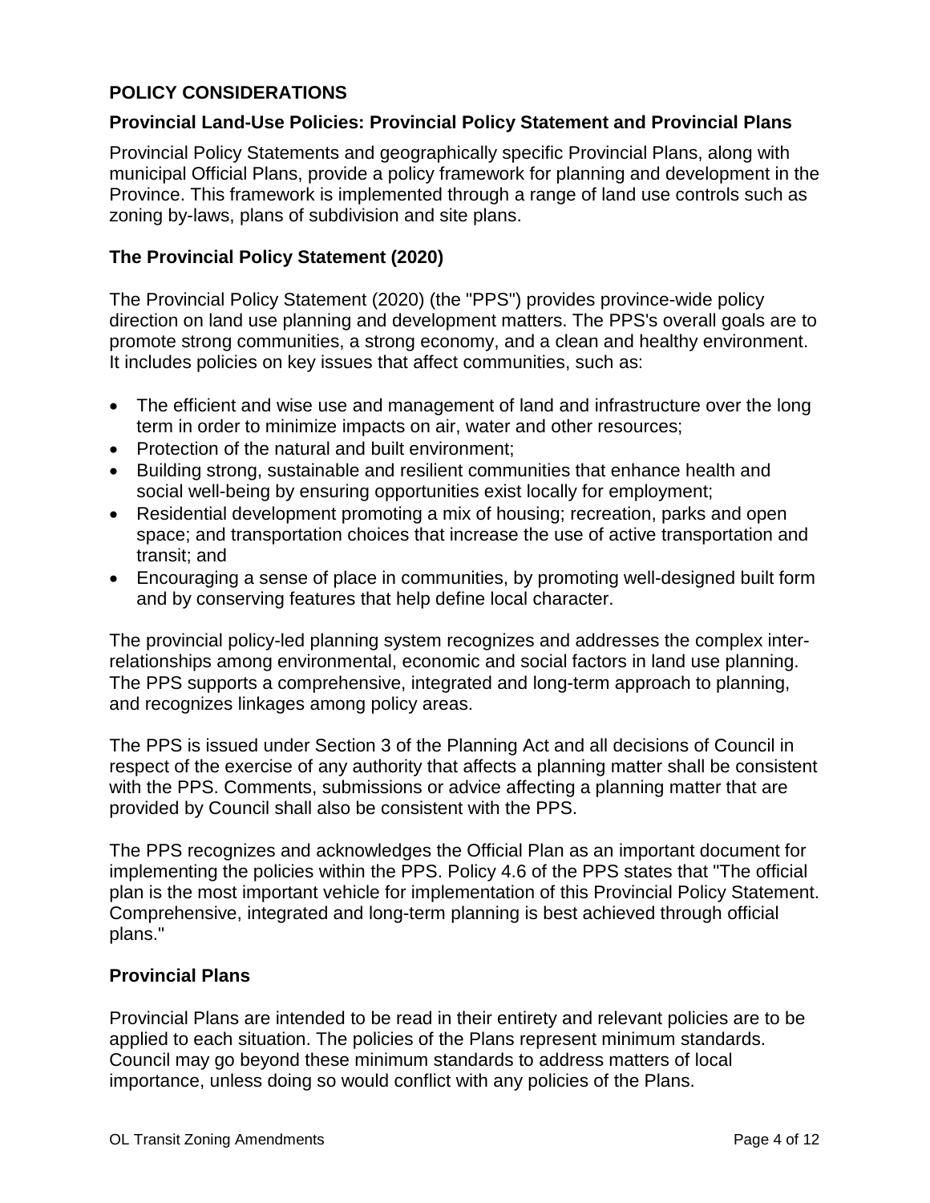## POLICY CONSIDERATIONS

### Provincial Land-Use Policies: Provincial Policy Statement and Provincial Plans

Provincial Policy Statements and geographically specific Provincial Plans, along with municipal Official Plans, provide a policy framework for planning and development in the Province. This framework is implemented through a range of land use controls such as zoning by-laws, plans of subdivision and site plans.

### The Provincial Policy Statement (2020)

The Provincial Policy Statement (2020) (the "PPS") provides province-wide policy direction on land use planning and development matters. The PPS's overall goals are to promote strong communities, a strong economy, and a clean and healthy environment. It includes policies on key issues that affect communities, such as:

- The efficient and wise use and management of land and infrastructure over the long term in order to minimize impacts on air, water and other resources;
- Protection of the natural and built environment;
- Building strong, sustainable and resilient communities that enhance health and social well-being by ensuring opportunities exist locally for employment;
- Residential development promoting a mix of housing; recreation, parks and open space; and transportation choices that increase the use of active transportation and transit; and
- Encouraging a sense of place in communities, by promoting well-designed built form and by conserving features that help define local character.

The provincial policy-led planning system recognizes and addresses the complex inter-relationships among environmental, economic and social factors in land use planning. The PPS supports a comprehensive, integrated and long-term approach to planning, and recognizes linkages among policy areas.

The PPS is issued under Section 3 of the Planning Act and all decisions of Council in respect of the exercise of any authority that affects a planning matter shall be consistent with the PPS. Comments, submissions or advice affecting a planning matter that are provided by Council shall also be consistent with the PPS.

The PPS recognizes and acknowledges the Official Plan as an important document for implementing the policies within the PPS. Policy 4.6 of the PPS states that "The official plan is the most important vehicle for implementation of this Provincial Policy Statement. Comprehensive, integrated and long-term planning is best achieved through official plans."

### Provincial Plans

Provincial Plans are intended to be read in their entirety and relevant policies are to be applied to each situation. The policies of the Plans represent minimum standards. Council may go beyond these minimum standards to address matters of local importance, unless doing so would conflict with any policies of the Plans.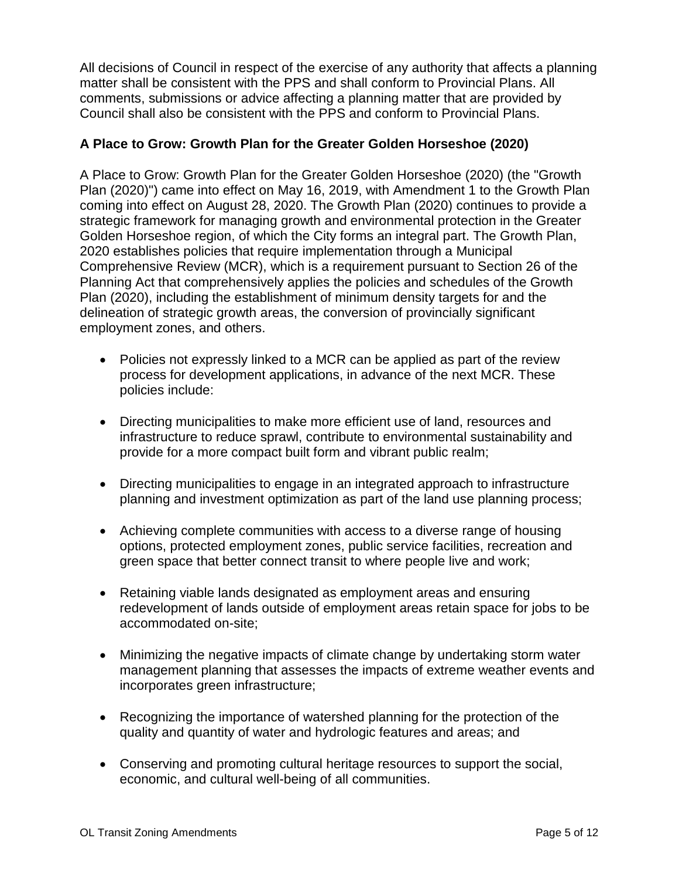All decisions of Council in respect of the exercise of any authority that affects a planning matter shall be consistent with the PPS and shall conform to Provincial Plans. All comments, submissions or advice affecting a planning matter that are provided by Council shall also be consistent with the PPS and conform to Provincial Plans.

**A Place to Grow: Growth Plan for the Greater Golden Horseshoe (2020)**

A Place to Grow: Growth Plan for the Greater Golden Horseshoe (2020) (the "Growth Plan (2020)") came into effect on May 16, 2019, with Amendment 1 to the Growth Plan coming into effect on August 28, 2020. The Growth Plan (2020) continues to provide a strategic framework for managing growth and environmental protection in the Greater Golden Horseshoe region, of which the City forms an integral part. The Growth Plan, 2020 establishes policies that require implementation through a Municipal Comprehensive Review (MCR), which is a requirement pursuant to Section 26 of the Planning Act that comprehensively applies the policies and schedules of the Growth Plan (2020), including the establishment of minimum density targets for and the delineation of strategic growth areas, the conversion of provincially significant employment zones, and others.

- Policies not expressly linked to a MCR can be applied as part of the review process for development applications, in advance of the next MCR. These policies include:
- Directing municipalities to make more efficient use of land, resources and infrastructure to reduce sprawl, contribute to environmental sustainability and provide for a more compact built form and vibrant public realm;
- Directing municipalities to engage in an integrated approach to infrastructure planning and investment optimization as part of the land use planning process;
- Achieving complete communities with access to a diverse range of housing options, protected employment zones, public service facilities, recreation and green space that better connect transit to where people live and work;
- Retaining viable lands designated as employment areas and ensuring redevelopment of lands outside of employment areas retain space for jobs to be accommodated on-site;
- Minimizing the negative impacts of climate change by undertaking storm water management planning that assesses the impacts of extreme weather events and incorporates green infrastructure;
- Recognizing the importance of watershed planning for the protection of the quality and quantity of water and hydrologic features and areas; and
- Conserving and promoting cultural heritage resources to support the social, economic, and cultural well-being of all communities.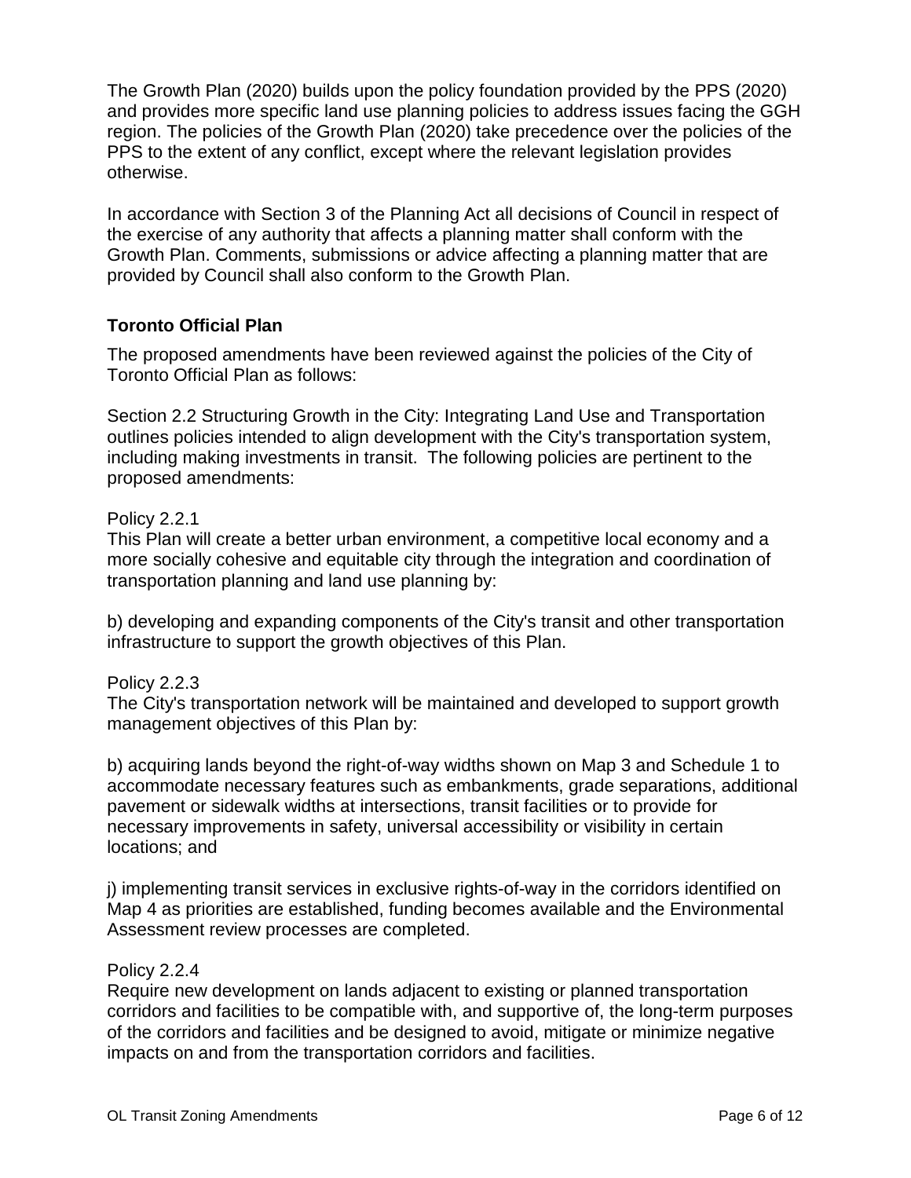The Growth Plan (2020) builds upon the policy foundation provided by the PPS (2020) and provides more specific land use planning policies to address issues facing the GGH region. The policies of the Growth Plan (2020) take precedence over the policies of the PPS to the extent of any conflict, except where the relevant legislation provides otherwise.

In accordance with Section 3 of the Planning Act all decisions of Council in respect of the exercise of any authority that affects a planning matter shall conform with the Growth Plan. Comments, submissions or advice affecting a planning matter that are provided by Council shall also conform to the Growth Plan.

### Toronto Official Plan

The proposed amendments have been reviewed against the policies of the City of Toronto Official Plan as follows:

Section 2.2 Structuring Growth in the City: Integrating Land Use and Transportation outlines policies intended to align development with the City's transportation system, including making investments in transit. The following policies are pertinent to the proposed amendments:

Policy 2.2.1
This Plan will create a better urban environment, a competitive local economy and a more socially cohesive and equitable city through the integration and coordination of transportation planning and land use planning by:

b) developing and expanding components of the City's transit and other transportation infrastructure to support the growth objectives of this Plan.

Policy 2.2.3
The City's transportation network will be maintained and developed to support growth management objectives of this Plan by:

b) acquiring lands beyond the right-of-way widths shown on Map 3 and Schedule 1 to accommodate necessary features such as embankments, grade separations, additional pavement or sidewalk widths at intersections, transit facilities or to provide for necessary improvements in safety, universal accessibility or visibility in certain locations; and

j) implementing transit services in exclusive rights-of-way in the corridors identified on Map 4 as priorities are established, funding becomes available and the Environmental Assessment review processes are completed.

Policy 2.2.4
Require new development on lands adjacent to existing or planned transportation corridors and facilities to be compatible with, and supportive of, the long-term purposes of the corridors and facilities and be designed to avoid, mitigate or minimize negative impacts on and from the transportation corridors and facilities.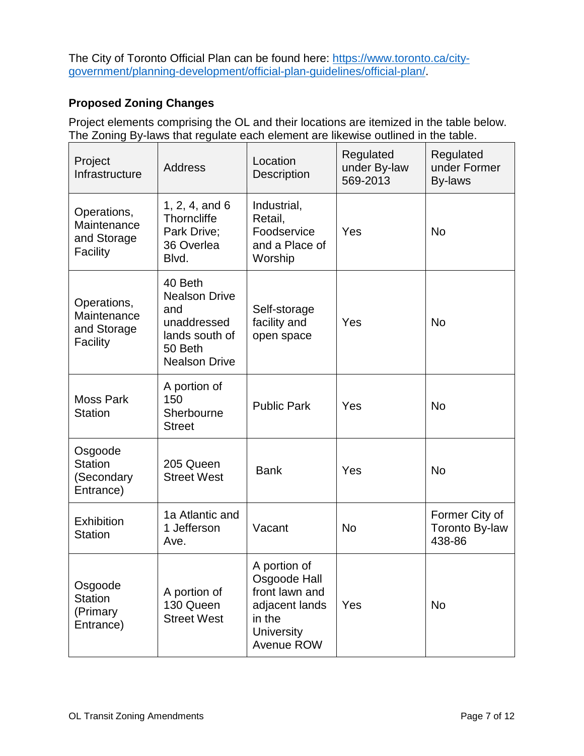The City of Toronto Official Plan can be found here: [https://www.toronto.ca/city-government/planning-development/official-plan-guidelines/official-plan/](https://www.toronto.ca/city-government/planning-development/official-plan-guidelines/official-plan/).

## Proposed Zoning Changes

Project elements comprising the OL and their locations are itemized in the table below. The Zoning By-laws that regulate each element are likewise outlined in the table.

| Project Infrastructure | Address | Location Description | Regulated under By-law 569-2013 | Regulated under Former By-laws |
|---|---|---|---|---|
| Operations, Maintenance and Storage Facility | 1, 2, 4, and 6 Thorncliffe Park Drive; 36 Overlea Blvd. | Industrial, Retail, Foodservice and a Place of Worship | Yes | No |
| Operations, Maintenance and Storage Facility | 40 Beth Nealson Drive and unaddressed lands south of 50 Beth Nealson Drive | Self-storage facility and open space | Yes | No |
| Moss Park Station | A portion of 150 Sherbourne Street | Public Park | Yes | No |
| Osgoode Station (Secondary Entrance) | 205 Queen Street West | Bank | Yes | No |
| Exhibition Station | 1a Atlantic and 1 Jefferson Ave. | Vacant | No | Former City of Toronto By-law 438-86 |
| Osgoode Station (Primary Entrance) | A portion of 130 Queen Street West | A portion of Osgoode Hall front lawn and adjacent lands in the University Avenue ROW | Yes | No |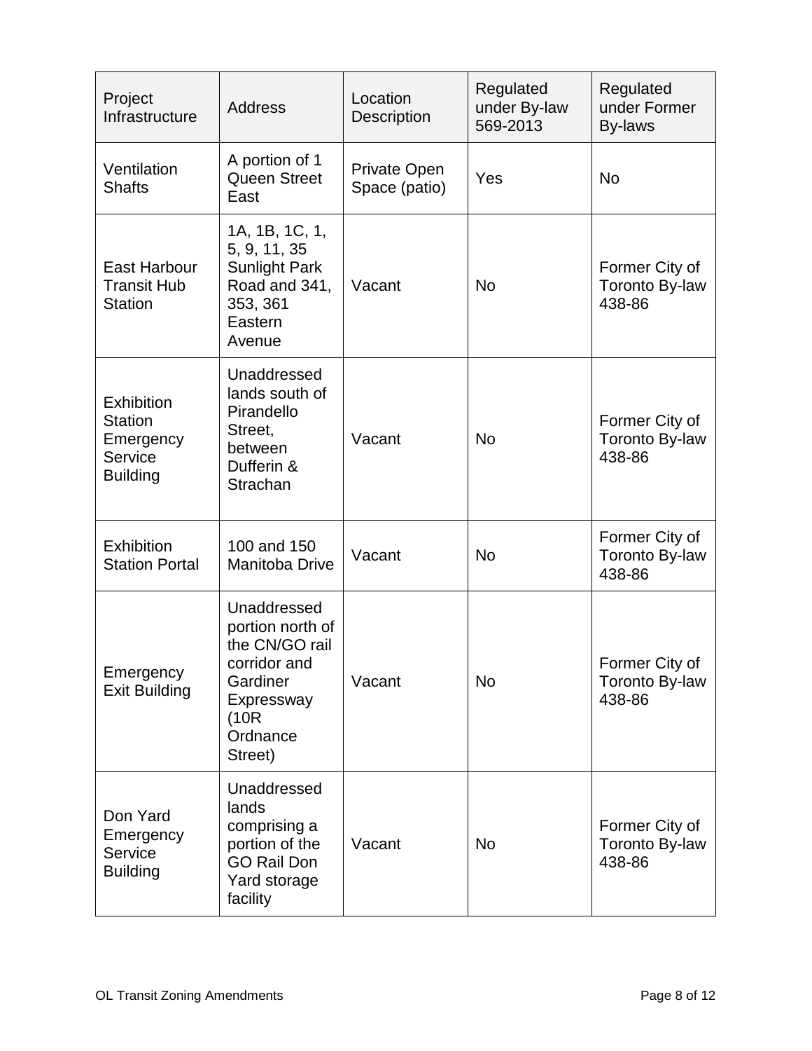| Project Infrastructure | Address | Location Description | Regulated under By-law 569-2013 | Regulated under Former By-laws |
|---|---|---|---|---|
| Ventilation Shafts | A portion of 1 Queen Street East | Private Open Space (patio) | Yes | No |
| East Harbour Transit Hub Station | 1A, 1B, 1C, 1, 5, 9, 11, 35 Sunlight Park Road and 341, 353, 361 Eastern Avenue | Vacant | No | Former City of Toronto By-law 438-86 |
| Exhibition Station Emergency Service Building | Unaddressed lands south of Pirandello Street, between Dufferin & Strachan | Vacant | No | Former City of Toronto By-law 438-86 |
| Exhibition Station Portal | 100 and 150 Manitoba Drive | Vacant | No | Former City of Toronto By-law 438-86 |
| Emergency Exit Building | Unaddressed portion north of the CN/GO rail corridor and Gardiner Expressway (10R Ordnance Street) | Vacant | No | Former City of Toronto By-law 438-86 |
| Don Yard Emergency Service Building | Unaddressed lands comprising a portion of the GO Rail Don Yard storage facility | Vacant | No | Former City of Toronto By-law 438-86 |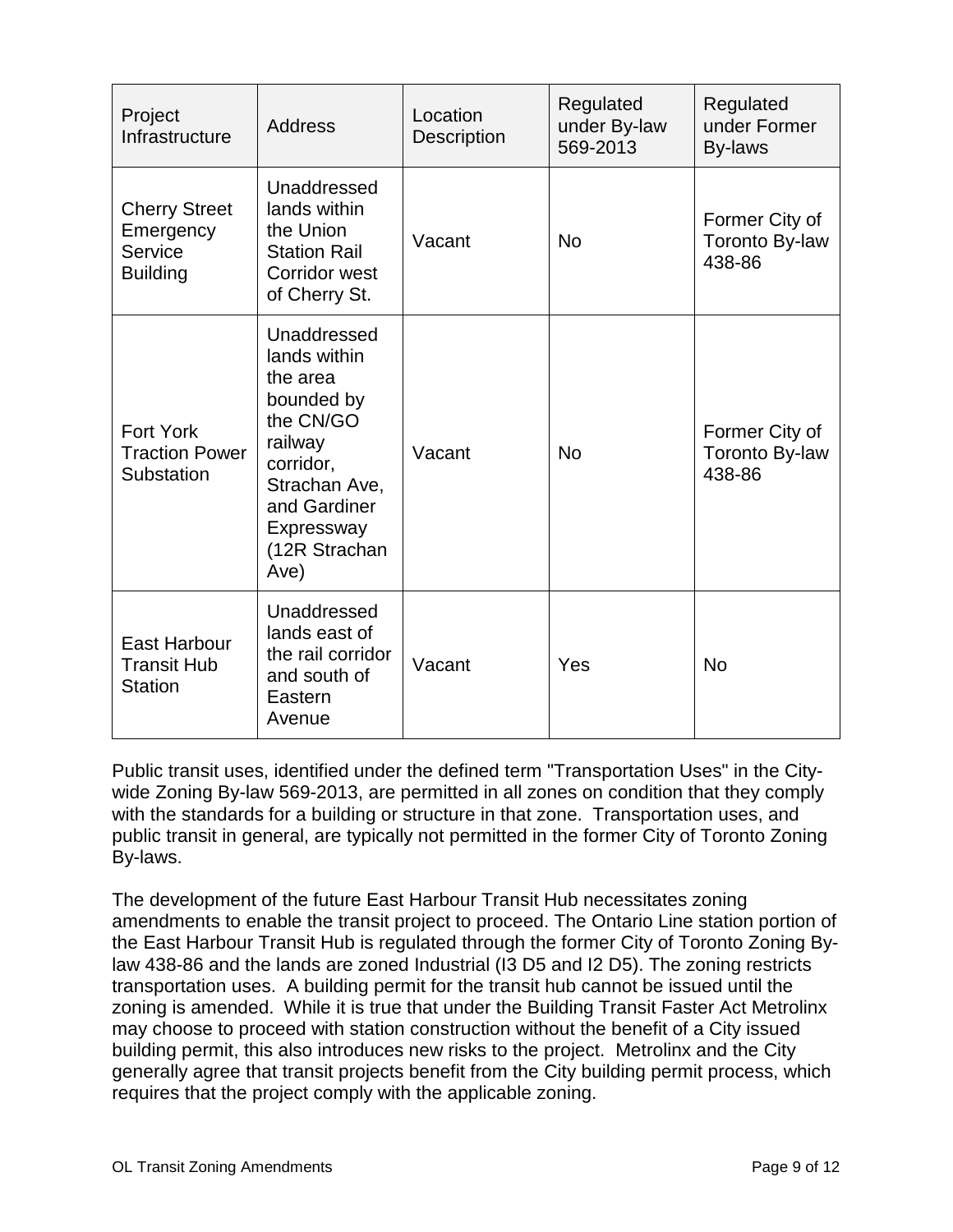| Project Infrastructure | Address | Location Description | Regulated under By-law 569-2013 | Regulated under Former By-laws |
|---|---|---|---|---|
| Cherry Street Emergency Service Building | Unaddressed lands within the Union Station Rail Corridor west of Cherry St. | Vacant | No | Former City of Toronto By-law 438-86 |
| Fort York Traction Power Substation | Unaddressed lands within the area bounded by the CN/GO railway corridor, Strachan Ave, and Gardiner Expressway (12R Strachan Ave) | Vacant | No | Former City of Toronto By-law 438-86 |
| East Harbour Transit Hub Station | Unaddressed lands east of the rail corridor and south of Eastern Avenue | Vacant | Yes | No |

Public transit uses, identified under the defined term "Transportation Uses" in the City-wide Zoning By-law 569-2013, are permitted in all zones on condition that they comply with the standards for a building or structure in that zone. Transportation uses, and public transit in general, are typically not permitted in the former City of Toronto Zoning By-laws.

The development of the future East Harbour Transit Hub necessitates zoning amendments to enable the transit project to proceed. The Ontario Line station portion of the East Harbour Transit Hub is regulated through the former City of Toronto Zoning By-law 438-86 and the lands are zoned Industrial (I3 D5 and I2 D5). The zoning restricts transportation uses. A building permit for the transit hub cannot be issued until the zoning is amended. While it is true that under the Building Transit Faster Act Metrolinx may choose to proceed with station construction without the benefit of a City issued building permit, this also introduces new risks to the project. Metrolinx and the City generally agree that transit projects benefit from the City building permit process, which requires that the project comply with the applicable zoning.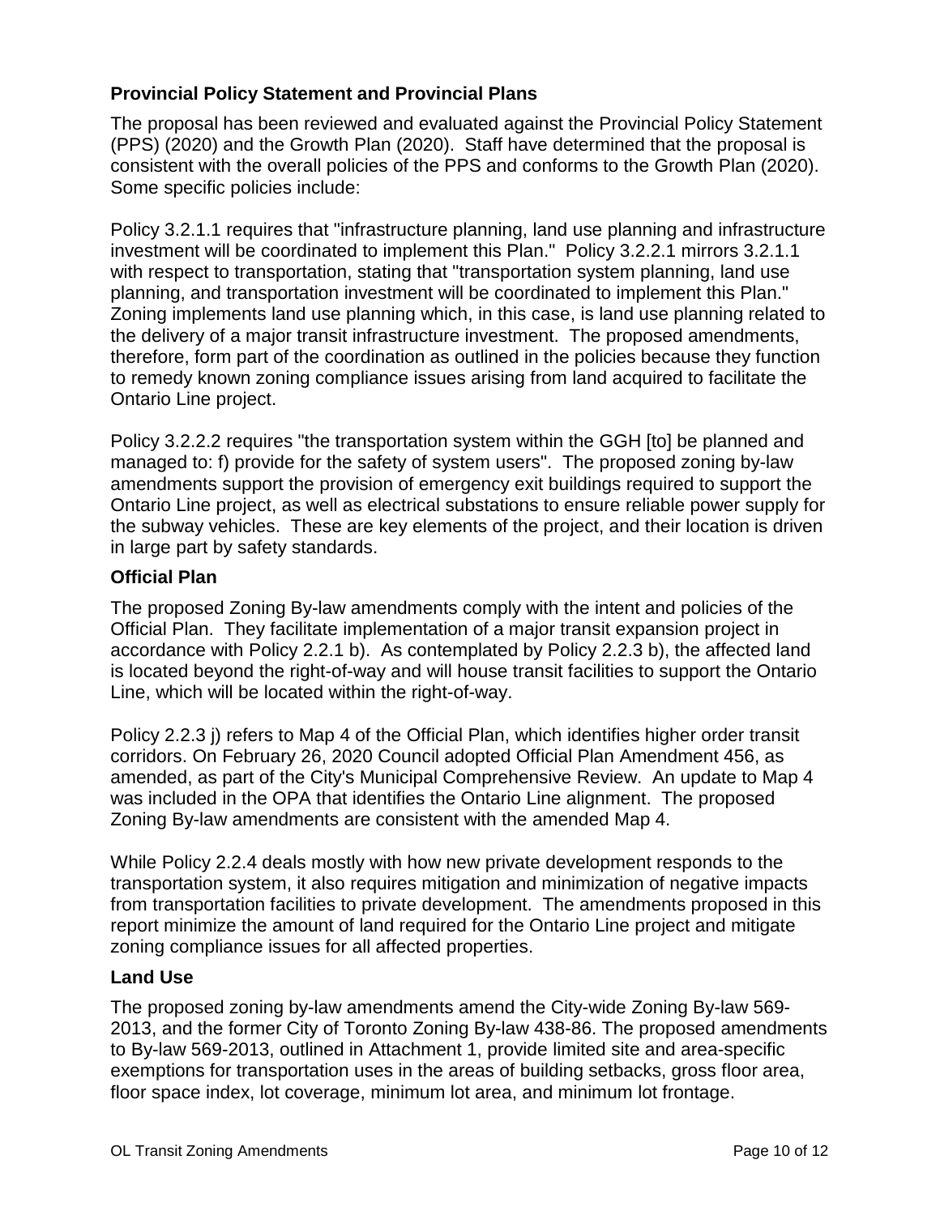### Provincial Policy Statement and Provincial Plans

The proposal has been reviewed and evaluated against the Provincial Policy Statement (PPS) (2020) and the Growth Plan (2020). Staff have determined that the proposal is consistent with the overall policies of the PPS and conforms to the Growth Plan (2020). Some specific policies include:

Policy 3.2.1.1 requires that "infrastructure planning, land use planning and infrastructure investment will be coordinated to implement this Plan." Policy 3.2.2.1 mirrors 3.2.1.1 with respect to transportation, stating that "transportation system planning, land use planning, and transportation investment will be coordinated to implement this Plan." Zoning implements land use planning which, in this case, is land use planning related to the delivery of a major transit infrastructure investment. The proposed amendments, therefore, form part of the coordination as outlined in the policies because they function to remedy known zoning compliance issues arising from land acquired to facilitate the Ontario Line project.

Policy 3.2.2.2 requires "the transportation system within the GGH [to] be planned and managed to: f) provide for the safety of system users". The proposed zoning by-law amendments support the provision of emergency exit buildings required to support the Ontario Line project, as well as electrical substations to ensure reliable power supply for the subway vehicles. These are key elements of the project, and their location is driven in large part by safety standards.

### Official Plan

The proposed Zoning By-law amendments comply with the intent and policies of the Official Plan. They facilitate implementation of a major transit expansion project in accordance with Policy 2.2.1 b). As contemplated by Policy 2.2.3 b), the affected land is located beyond the right-of-way and will house transit facilities to support the Ontario Line, which will be located within the right-of-way.

Policy 2.2.3 j) refers to Map 4 of the Official Plan, which identifies higher order transit corridors. On February 26, 2020 Council adopted Official Plan Amendment 456, as amended, as part of the City's Municipal Comprehensive Review. An update to Map 4 was included in the OPA that identifies the Ontario Line alignment. The proposed Zoning By-law amendments are consistent with the amended Map 4.

While Policy 2.2.4 deals mostly with how new private development responds to the transportation system, it also requires mitigation and minimization of negative impacts from transportation facilities to private development. The amendments proposed in this report minimize the amount of land required for the Ontario Line project and mitigate zoning compliance issues for all affected properties.

### Land Use

The proposed zoning by-law amendments amend the City-wide Zoning By-law 569-2013, and the former City of Toronto Zoning By-law 438-86. The proposed amendments to By-law 569-2013, outlined in Attachment 1, provide limited site and area-specific exemptions for transportation uses in the areas of building setbacks, gross floor area, floor space index, lot coverage, minimum lot area, and minimum lot frontage.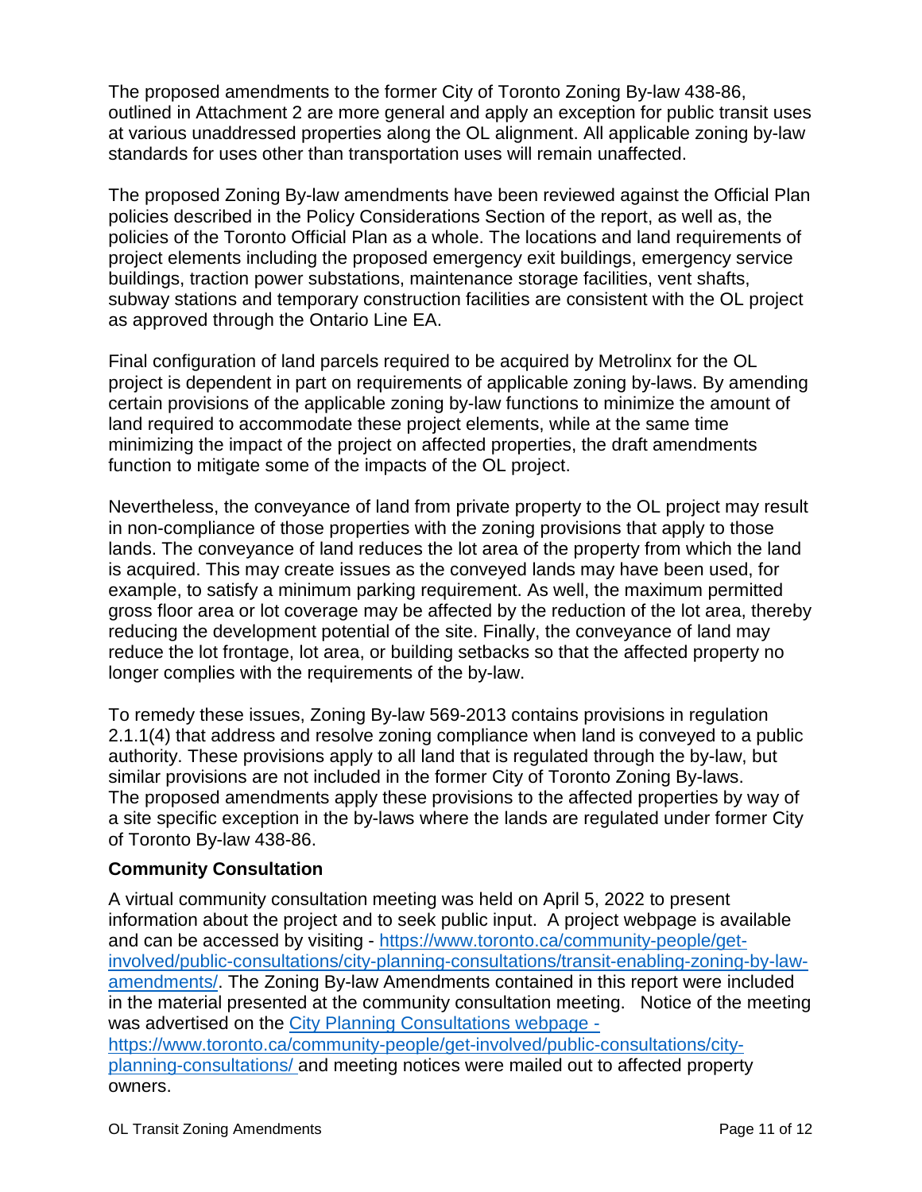The proposed amendments to the former City of Toronto Zoning By-law 438-86, outlined in Attachment 2 are more general and apply an exception for public transit uses at various unaddressed properties along the OL alignment. All applicable zoning by-law standards for uses other than transportation uses will remain unaffected.

The proposed Zoning By-law amendments have been reviewed against the Official Plan policies described in the Policy Considerations Section of the report, as well as, the policies of the Toronto Official Plan as a whole. The locations and land requirements of project elements including the proposed emergency exit buildings, emergency service buildings, traction power substations, maintenance storage facilities, vent shafts, subway stations and temporary construction facilities are consistent with the OL project as approved through the Ontario Line EA.

Final configuration of land parcels required to be acquired by Metrolinx for the OL project is dependent in part on requirements of applicable zoning by-laws. By amending certain provisions of the applicable zoning by-law functions to minimize the amount of land required to accommodate these project elements, while at the same time minimizing the impact of the project on affected properties, the draft amendments function to mitigate some of the impacts of the OL project.

Nevertheless, the conveyance of land from private property to the OL project may result in non-compliance of those properties with the zoning provisions that apply to those lands. The conveyance of land reduces the lot area of the property from which the land is acquired. This may create issues as the conveyed lands may have been used, for example, to satisfy a minimum parking requirement. As well, the maximum permitted gross floor area or lot coverage may be affected by the reduction of the lot area, thereby reducing the development potential of the site. Finally, the conveyance of land may reduce the lot frontage, lot area, or building setbacks so that the affected property no longer complies with the requirements of the by-law.

To remedy these issues, Zoning By-law 569-2013 contains provisions in regulation 2.1.1(4) that address and resolve zoning compliance when land is conveyed to a public authority. These provisions apply to all land that is regulated through the by-law, but similar provisions are not included in the former City of Toronto Zoning By-laws. The proposed amendments apply these provisions to the affected properties by way of a site specific exception in the by-laws where the lands are regulated under former City of Toronto By-law 438-86.

**Community Consultation**

A virtual community consultation meeting was held on April 5, 2022 to present information about the project and to seek public input. A project webpage is available and can be accessed by visiting - [https://www.toronto.ca/community-people/get-involved/public-consultations/city-planning-consultations/transit-enabling-zoning-by-law-amendments/](https://www.toronto.ca/community-people/get-involved/public-consultations/city-planning-consultations/transit-enabling-zoning-by-law-amendments/). The Zoning By-law Amendments contained in this report were included in the material presented at the community consultation meeting. Notice of the meeting was advertised on the [City Planning Consultations webpage - https://www.toronto.ca/community-people/get-involved/public-consultations/city-planning-consultations/](https://www.toronto.ca/community-people/get-involved/public-consultations/city-planning-consultations/) and meeting notices were mailed out to affected property owners.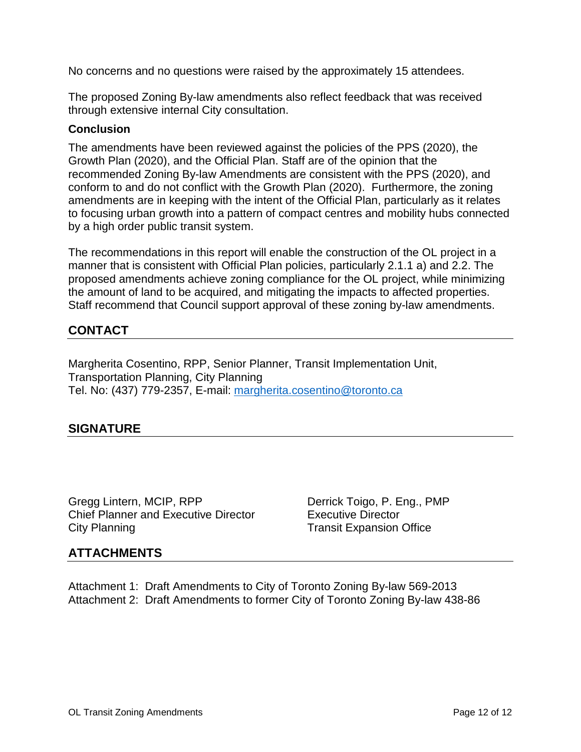No concerns and no questions were raised by the approximately 15 attendees.

The proposed Zoning By-law amendments also reflect feedback that was received through extensive internal City consultation.

### Conclusion

The amendments have been reviewed against the policies of the PPS (2020), the Growth Plan (2020), and the Official Plan. Staff are of the opinion that the recommended Zoning By-law Amendments are consistent with the PPS (2020), and conform to and do not conflict with the Growth Plan (2020). Furthermore, the zoning amendments are in keeping with the intent of the Official Plan, particularly as it relates to focusing urban growth into a pattern of compact centres and mobility hubs connected by a high order public transit system.

The recommendations in this report will enable the construction of the OL project in a manner that is consistent with Official Plan policies, particularly 2.1.1 a) and 2.2. The proposed amendments achieve zoning compliance for the OL project, while minimizing the amount of land to be acquired, and mitigating the impacts to affected properties. Staff recommend that Council support approval of these zoning by-law amendments.

## CONTACT

Margherita Cosentino, RPP, Senior Planner, Transit Implementation Unit,
Transportation Planning, City Planning
Tel. No: (437) 779-2357, E-mail: margherita.cosentino@toronto.ca

## SIGNATURE

Gregg Lintern, MCIP, RPP
Chief Planner and Executive Director
City Planning

Derrick Toigo, P. Eng., PMP
Executive Director
Transit Expansion Office

## ATTACHMENTS

Attachment 1: Draft Amendments to City of Toronto Zoning By-law 569-2013
Attachment 2: Draft Amendments to former City of Toronto Zoning By-law 438-86